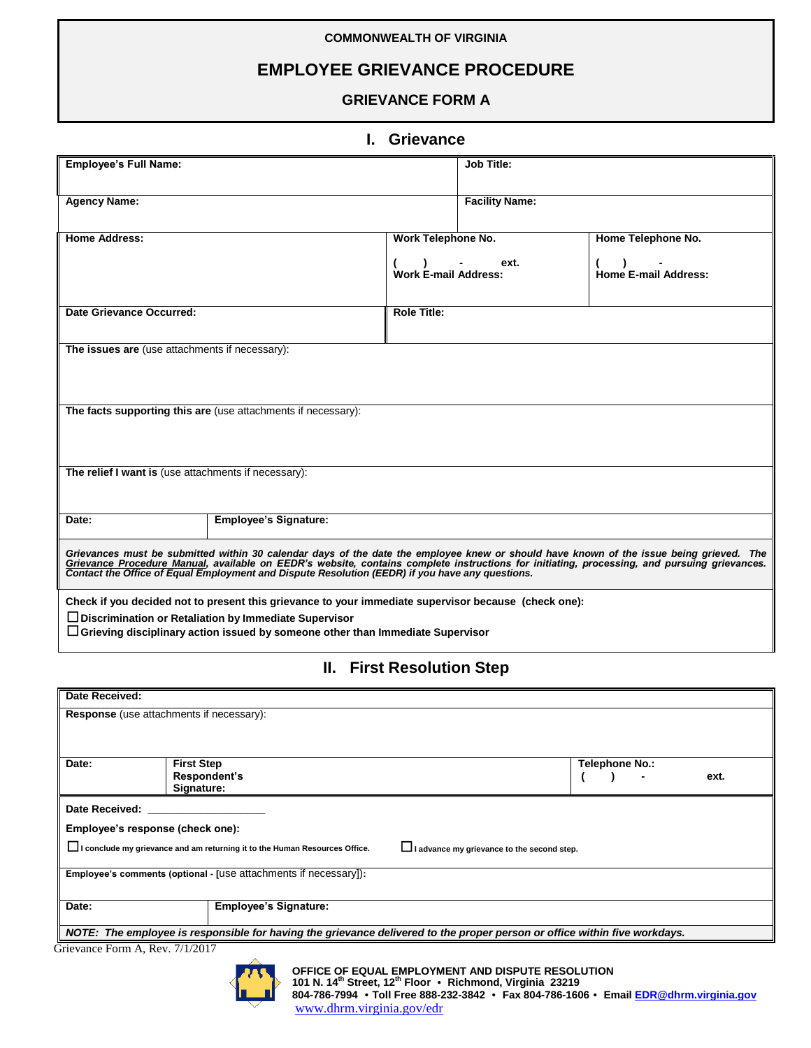**COMMONWEALTH OF VIRGINIA**

# EMPLOYEE GRIEVANCE PROCEDURE

## GRIEVANCE FORM A

## I. Grievance

| **Employee's Full Name:** | **Job Title:** | |
|---|---|---|
| **Agency Name:** | **Facility Name:** | |
| **Home Address:** | **Work Telephone No.** ( ) - ext. **Work E-mail Address:** | **Home Telephone No.** ( ) - **Home E-mail Address:** |
| **Date Grievance Occurred:** | **Role Title:** | |

**The issues are** (use attachments if necessary):

**The facts supporting this are** (use attachments if necessary):

**The relief I want is** (use attachments if necessary):

| **Date:** | **Employee's Signature:** |
|---|---|

***Grievances must be submitted within 30 calendar days of the date the employee knew or should have known of the issue being grieved. The <u>Grievance Procedure Manual</u>, available on EEDR's website, contains complete instructions for initiating, processing, and pursuing grievances. Contact the Office of Equal Employment and Dispute Resolution (EEDR) if you have any questions.***

**Check if you decided not to present this grievance to your immediate supervisor because (check one):**

- ☐ **Discrimination or Retaliation by Immediate Supervisor**
- ☐ **Grievoring disciplinary action issued by someone other than Immediate Supervisor**

## II. First Resolution Step

**Date Received:**

**Response** (use attachments if necessary):

| **Date:** | **First Step Respondent's Signature:** | **Telephone No.:** ( ) - ext. |
|---|---|---|

**Date Received:** ____________________

**Employee's response (check one):**

☐ **I conclude my grievance and am returning it to the Human Resources Office.** ☐ **I advance my grievance to the second step.**

**Employee's comments (optional -** [use attachments if necessary]**):**

| **Date:** | **Employee's Signature:** |
|---|---|

***NOTE: The employee is responsible for having the grievance delivered to the proper person or office within five workdays.***

Grievance Form A, Rev. 7/1/2017

**OFFICE OF EQUAL EMPLOYMENT AND DISPUTE RESOLUTION**
**101 N. 14th Street, 12th Floor • Richmond, Virginia 23219**
**804-786-7994 • Toll Free 888-232-3842 • Fax 804-786-1606 • Email EDR@dhrm.virginia.gov**
www.dhrm.virginia.gov/edr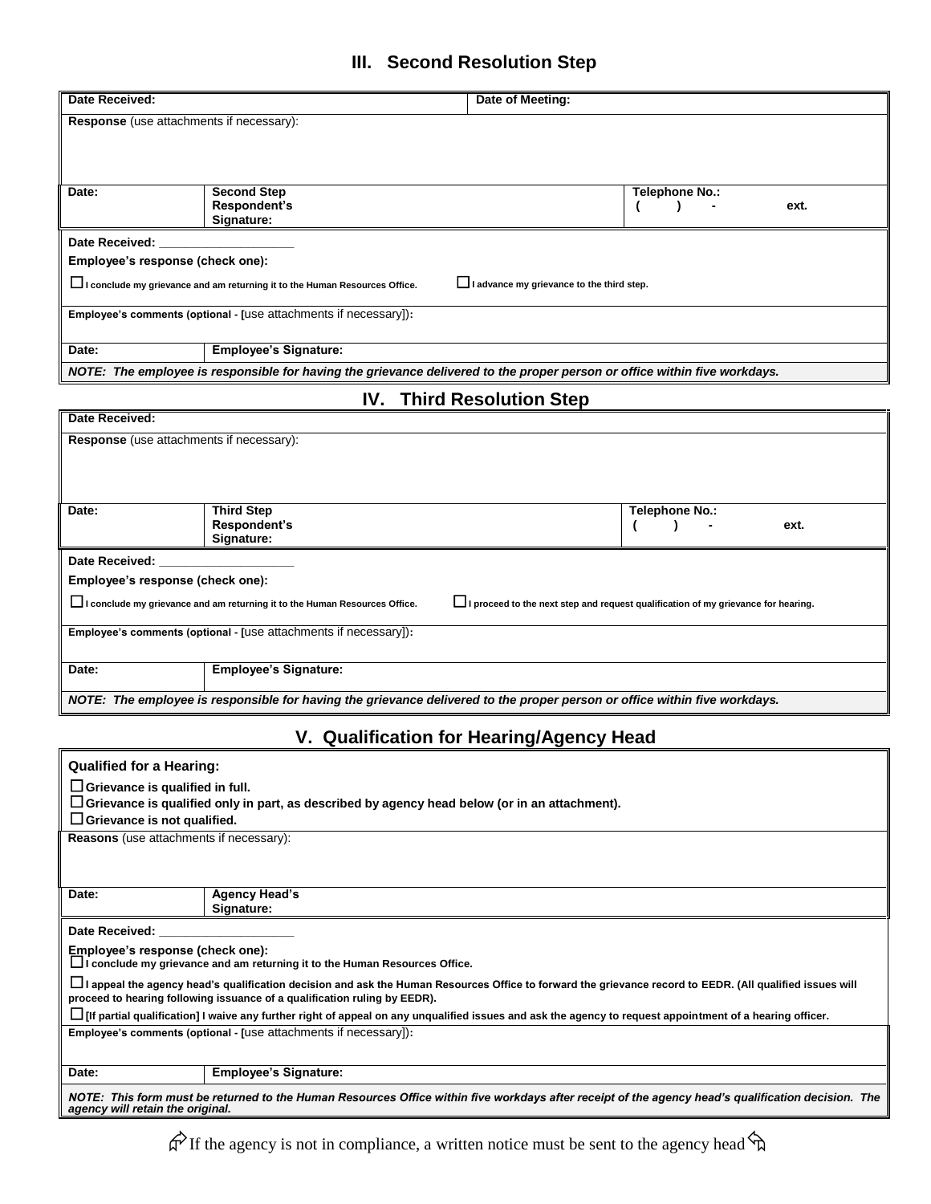## III. Second Resolution Step

| | | | |
|---|---|---|---|
| **Date Received:** | | **Date of Meeting:** | |
| **Response** (use attachments if necessary): | | | |
| **Date:** | **Second Step Respondent's Signature:** | | **Telephone No.:** ( ) - ext. |

**Date Received:** ___________________

**Employee's response (check one):**

☐ **I conclude my grievance and am returning it to the Human Resources Office.** ☐ **I advance my grievance to the third step.**

**Employee's comments (optional - [**use attachments if necessary]**):**

| | |
|---|---|
| **Date:** | **Employee's Signature:** |

***NOTE: The employee is responsible for having the grievance delivered to the proper person or office within five workdays.***

## IV. Third Resolution Step

| | | |
|---|---|---|
| **Date Received:** | | |
| **Response** (use attachments if necessary): | | |
| **Date:** | **Third Step Respondent's Signature:** | **Telephone No.:** ( ) - ext. |

**Date Received:** ___________________

**Employee's response (check one):**

☐ **I conclude my grievance and am returning it to the Human Resources Office.** ☐ **I proceed to the next step and request qualification of my grievance for hearing.**

**Employee's comments (optional - [**use attachments if necessary]**):**

| | |
|---|---|
| **Date:** | **Employee's Signature:** |

***NOTE: The employee is responsible for having the grievance delivered to the proper person or office within five workdays.***

## V. Qualification for Hearing/Agency Head

**Qualified for a Hearing:**

☐ **Grievance is qualified in full.**
☐ **Grievance is qualified only in part, as described by agency head below (or in an attachment).**
☐ **Grievance is not qualified.**

**Reasons** (use attachments if necessary):

| | |
|---|---|
| **Date:** | **Agency Head's Signature:** |

**Date Received:** ___________________

**Employee's response (check one):**

☐ **I conclude my grievance and am returning it to the Human Resources Office.**

☐ **I appeal the agency head's qualification decision and ask the Human Resources Office to forward the grievance record to EEDR. (All qualified issues will proceed to hearing following issuance of a qualification ruling by EEDR).**

☐ **[If partial qualification] I waive any further right of appeal on any unqualified issues and ask the agency to request appointment of a hearing officer.**

**Employee's comments (optional - [**use attachments if necessary]**):**

| | |
|---|---|
| **Date:** | **Employee's Signature:** |

***NOTE: This form must be returned to the Human Resources Office within five workdays after receipt of the agency head's qualification decision. The agency will retain the original.***

If the agency is not in compliance, a written notice must be sent to the agency head